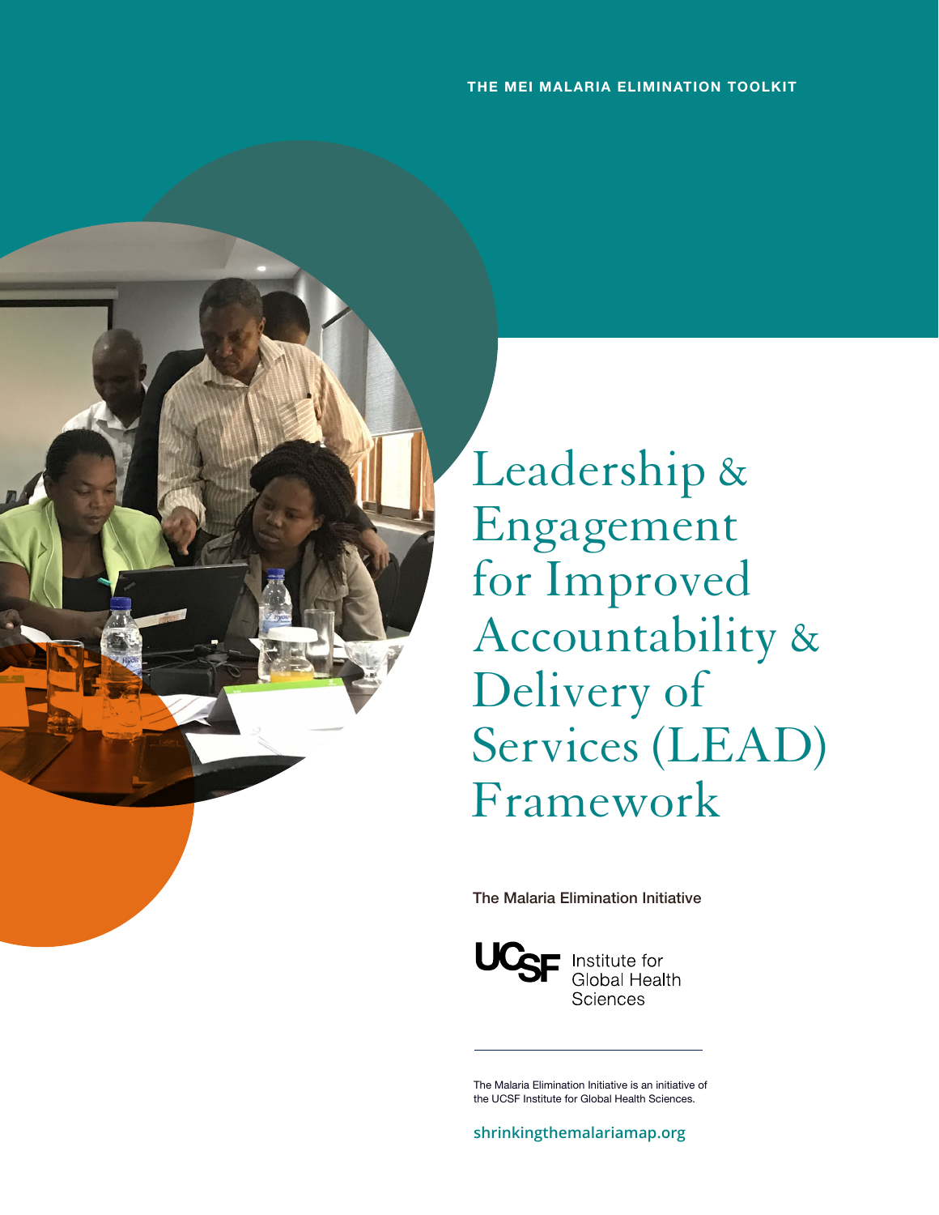THE MEI MALARIA ELIMINATION TOOLKIT

# Leadership & Engagement for Improved Accountability & Delivery of Services (LEAD) Framework

**The Malaria Elimination Initiative**

UCSF Institute for Global Health Sciences

The Malaria Elimination Initiative is an initiative of the UCSF Institute for Global Health Sciences.

**shrinkingthemalariamap.org**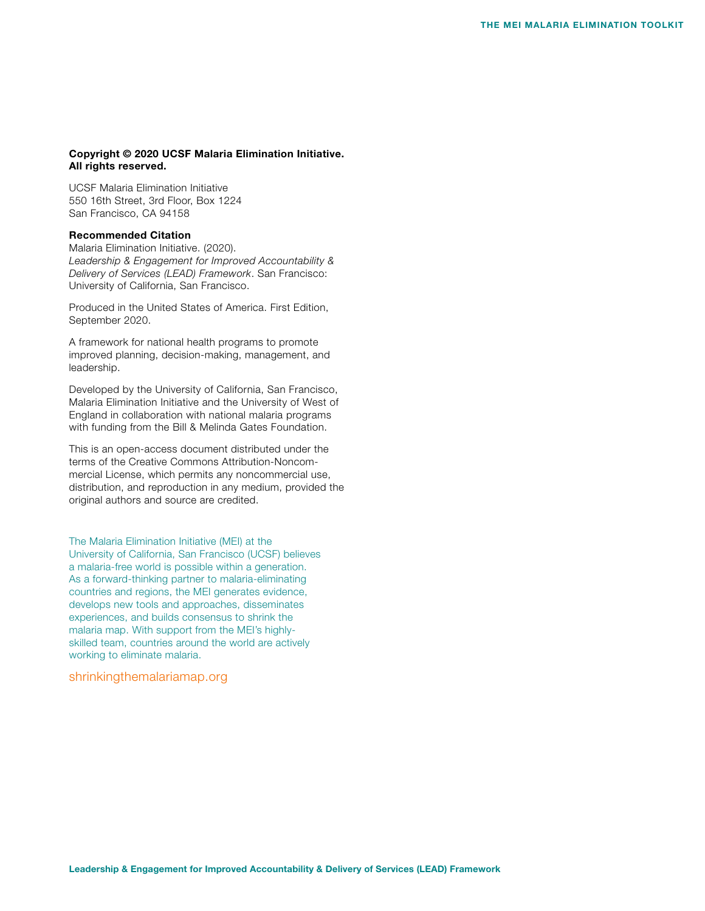**Copyright © 2020 UCSF Malaria Elimination Initiative.**
**All rights reserved.**

UCSF Malaria Elimination Initiative
550 16th Street, 3rd Floor, Box 1224
San Francisco, CA 94158

**Recommended Citation**
Malaria Elimination Initiative. (2020).
*Leadership & Engagement for Improved Accountability & Delivery of Services (LEAD) Framework*. San Francisco: University of California, San Francisco.

Produced in the United States of America. First Edition, September 2020.

A framework for national health programs to promote improved planning, decision-making, management, and leadership.

Developed by the University of California, San Francisco, Malaria Elimination Initiative and the University of West of England in collaboration with national malaria programs with funding from the Bill & Melinda Gates Foundation.

This is an open-access document distributed under the terms of the Creative Commons Attribution-Noncommercial License, which permits any noncommercial use, distribution, and reproduction in any medium, provided the original authors and source are credited.

The Malaria Elimination Initiative (MEI) at the University of California, San Francisco (UCSF) believes a malaria-free world is possible within a generation. As a forward-thinking partner to malaria-eliminating countries and regions, the MEI generates evidence, develops new tools and approaches, disseminates experiences, and builds consensus to shrink the malaria map. With support from the MEI's highly-skilled team, countries around the world are actively working to eliminate malaria.

shrinkingthemalariamap.org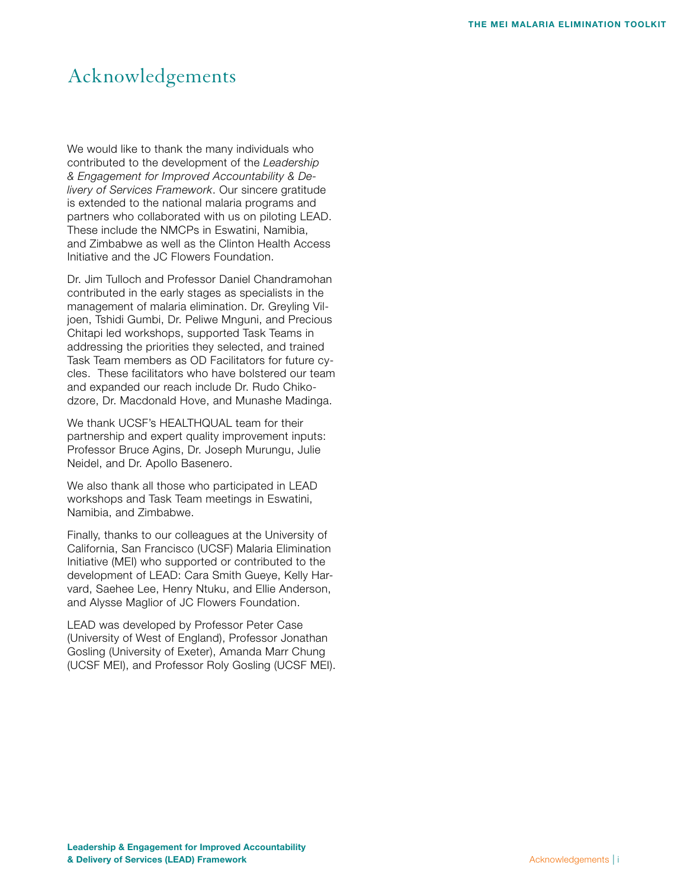# Acknowledgements

We would like to thank the many individuals who contributed to the development of the *Leadership & Engagement for Improved Accountability & Delivery of Services Framework*. Our sincere gratitude is extended to the national malaria programs and partners who collaborated with us on piloting LEAD. These include the NMCPs in Eswatini, Namibia, and Zimbabwe as well as the Clinton Health Access Initiative and the JC Flowers Foundation.

Dr. Jim Tulloch and Professor Daniel Chandramohan contributed in the early stages as specialists in the management of malaria elimination. Dr. Greyling Viljoen, Tshidi Gumbi, Dr. Peliwe Mnguni, and Precious Chitapi led workshops, supported Task Teams in addressing the priorities they selected, and trained Task Team members as OD Facilitators for future cycles. These facilitators who have bolstered our team and expanded our reach include Dr. Rudo Chikodzore, Dr. Macdonald Hove, and Munashe Madinga.

We thank UCSF's HEALTHQUAL team for their partnership and expert quality improvement inputs: Professor Bruce Agins, Dr. Joseph Murungu, Julie Neidel, and Dr. Apollo Basenero.

We also thank all those who participated in LEAD workshops and Task Team meetings in Eswatini, Namibia, and Zimbabwe.

Finally, thanks to our colleagues at the University of California, San Francisco (UCSF) Malaria Elimination Initiative (MEI) who supported or contributed to the development of LEAD: Cara Smith Gueye, Kelly Harvard, Saehee Lee, Henry Ntuku, and Ellie Anderson, and Alysse Maglior of JC Flowers Foundation.

LEAD was developed by Professor Peter Case (University of West of England), Professor Jonathan Gosling (University of Exeter), Amanda Marr Chung (UCSF MEI), and Professor Roly Gosling (UCSF MEI).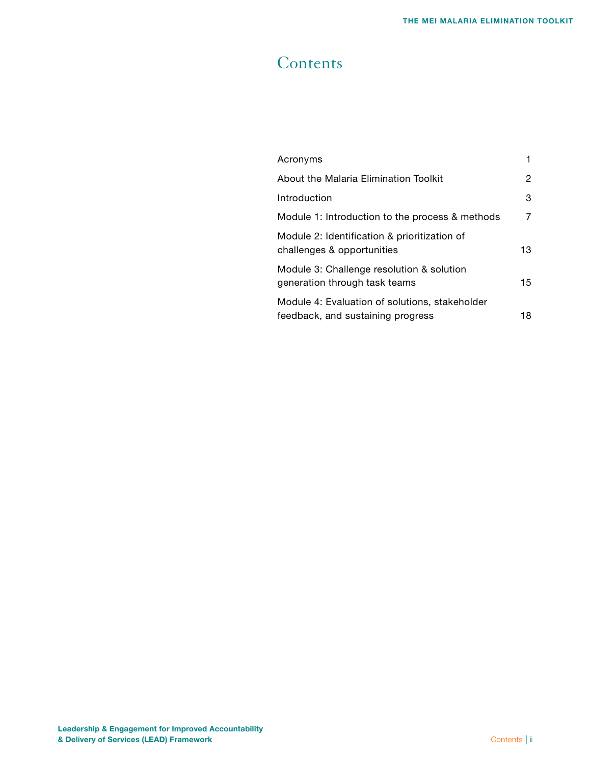# Contents

| | |
|---|---|
| Acronyms | 1 |
| About the Malaria Elimination Toolkit | 2 |
| Introduction | 3 |
| Module 1: Introduction to the process & methods | 7 |
| Module 2: Identification & prioritization of challenges & opportunities | 13 |
| Module 3: Challenge resolution & solution generation through task teams | 15 |
| Module 4: Evaluation of solutions, stakeholder feedback, and sustaining progress | 18 |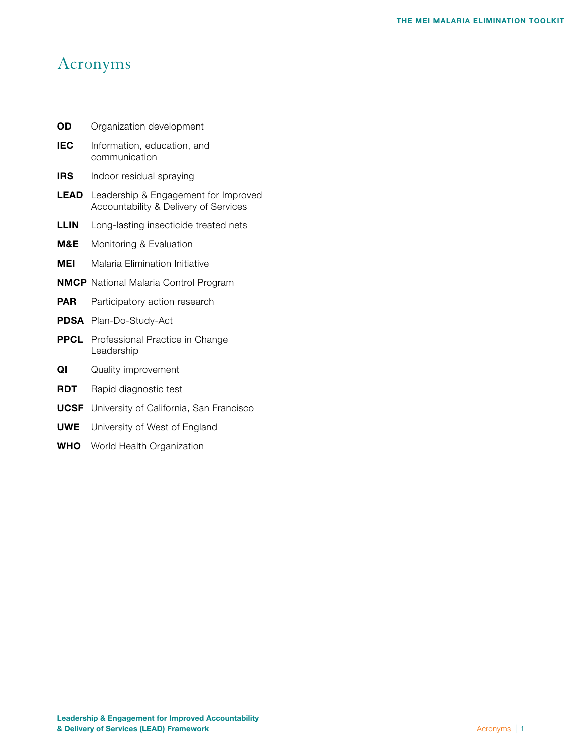# Acronyms

**OD** Organization development

**IEC** Information, education, and communication

**IRS** Indoor residual spraying

**LEAD** Leadership & Engagement for Improved Accountability & Delivery of Services

**LLIN** Long-lasting insecticide treated nets

**M&E** Monitoring & Evaluation

**MEI** Malaria Elimination Initiative

**NMCP** National Malaria Control Program

**PAR** Participatory action research

**PDSA** Plan-Do-Study-Act

**PPCL** Professional Practice in Change Leadership

**QI** Quality improvement

**RDT** Rapid diagnostic test

**UCSF** University of California, San Francisco

**UWE** University of West of England

**WHO** World Health Organization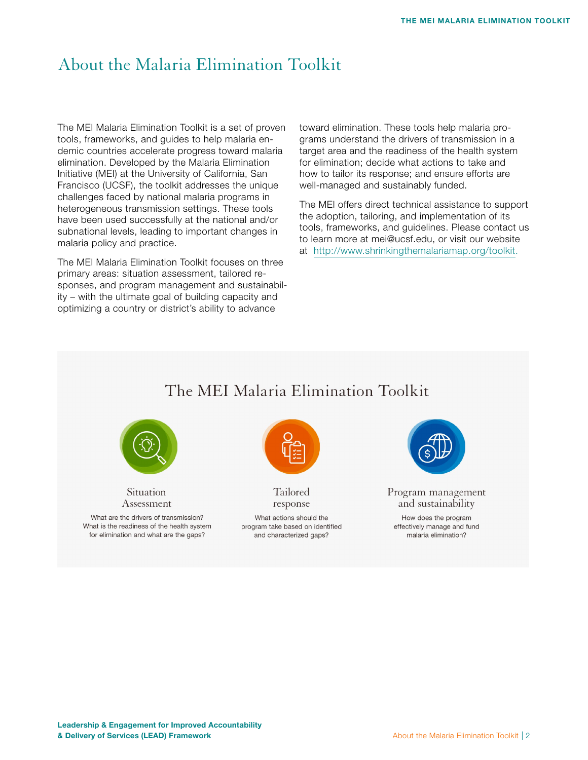# About the Malaria Elimination Toolkit

The MEI Malaria Elimination Toolkit is a set of proven tools, frameworks, and guides to help malaria endemic countries accelerate progress toward malaria elimination. Developed by the Malaria Elimination Initiative (MEI) at the University of California, San Francisco (UCSF), the toolkit addresses the unique challenges faced by national malaria programs in heterogeneous transmission settings. These tools have been used successfully at the national and/or subnational levels, leading to important changes in malaria policy and practice.

The MEI Malaria Elimination Toolkit focuses on three primary areas: situation assessment, tailored responses, and program management and sustainability – with the ultimate goal of building capacity and optimizing a country or district's ability to advance toward elimination. These tools help malaria programs understand the drivers of transmission in a target area and the readiness of the health system for elimination; decide what actions to take and how to tailor its response; and ensure efforts are well-managed and sustainably funded.

The MEI offers direct technical assistance to support the adoption, tailoring, and implementation of its tools, frameworks, and guidelines. Please contact us to learn more at mei@ucsf.edu, or visit our website at http://www.shrinkingthemalariamap.org/toolkit.

## The MEI Malaria Elimination Toolkit

**Situation Assessment**

What are the drivers of transmission? What is the readiness of the health system for elimination and what are the gaps?

**Tailored response**

What actions should the program take based on identified and characterized gaps?

**Program management and sustainability**

How does the program effectively manage and fund malaria elimination?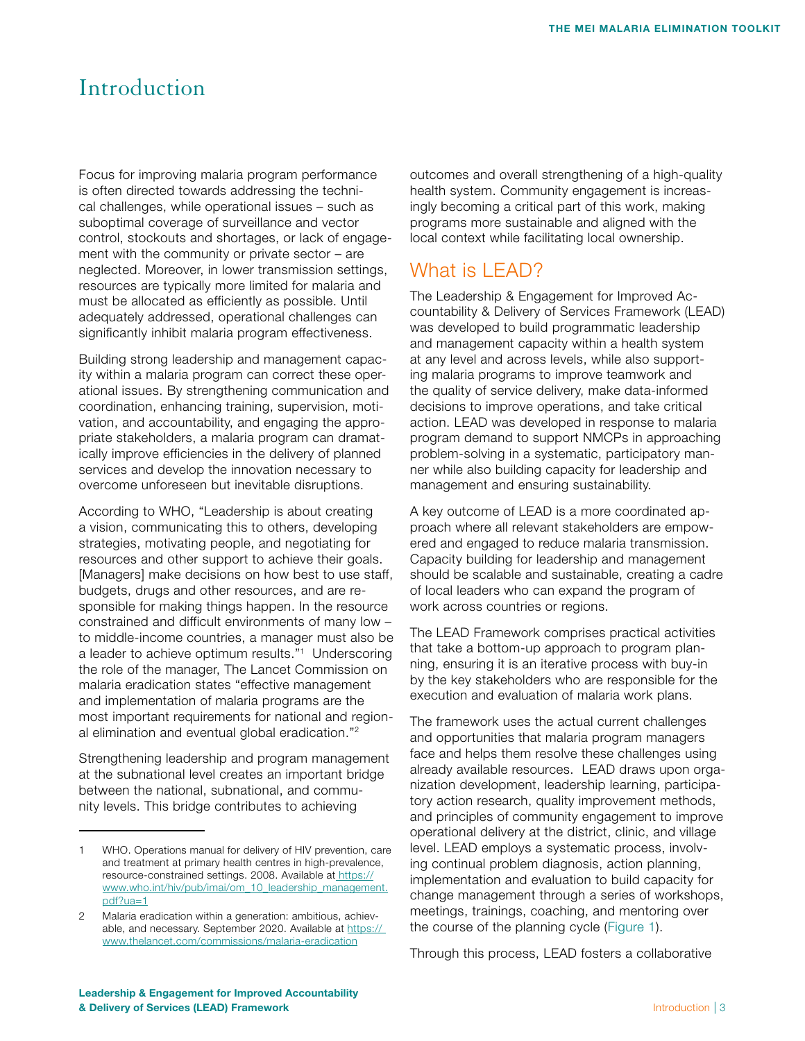# Introduction

Focus for improving malaria program performance is often directed towards addressing the technical challenges, while operational issues – such as suboptimal coverage of surveillance and vector control, stockouts and shortages, or lack of engagement with the community or private sector – are neglected. Moreover, in lower transmission settings, resources are typically more limited for malaria and must be allocated as efficiently as possible. Until adequately addressed, operational challenges can significantly inhibit malaria program effectiveness.

Building strong leadership and management capacity within a malaria program can correct these operational issues. By strengthening communication and coordination, enhancing training, supervision, motivation, and accountability, and engaging the appropriate stakeholders, a malaria program can dramatically improve efficiencies in the delivery of planned services and develop the innovation necessary to overcome unforeseen but inevitable disruptions.

According to WHO, "Leadership is about creating a vision, communicating this to others, developing strategies, motivating people, and negotiating for resources and other support to achieve their goals. [Managers] make decisions on how best to use staff, budgets, drugs and other resources, and are responsible for making things happen. In the resource constrained and difficult environments of many low – to middle-income countries, a manager must also be a leader to achieve optimum results."[1] Underscoring the role of the manager, The Lancet Commission on malaria eradication states "effective management and implementation of malaria programs are the most important requirements for national and regional elimination and eventual global eradication."[2]

Strengthening leadership and program management at the subnational level creates an important bridge between the national, subnational, and community levels. This bridge contributes to achieving outcomes and overall strengthening of a high-quality health system. Community engagement is increasingly becoming a critical part of this work, making programs more sustainable and aligned with the local context while facilitating local ownership.

## What is LEAD?

The Leadership & Engagement for Improved Accountability & Delivery of Services Framework (LEAD) was developed to build programmatic leadership and management capacity within a health system at any level and across levels, while also supporting malaria programs to improve teamwork and the quality of service delivery, make data-informed decisions to improve operations, and take critical action. LEAD was developed in response to malaria program demand to support NMCPs in approaching problem-solving in a systematic, participatory manner while also building capacity for leadership and management and ensuring sustainability.

A key outcome of LEAD is a more coordinated approach where all relevant stakeholders are empowered and engaged to reduce malaria transmission. Capacity building for leadership and management should be scalable and sustainable, creating a cadre of local leaders who can expand the program of work across countries or regions.

The LEAD Framework comprises practical activities that take a bottom-up approach to program planning, ensuring it is an iterative process with buy-in by the key stakeholders who are responsible for the execution and evaluation of malaria work plans.

The framework uses the actual current challenges and opportunities that malaria program managers face and helps them resolve these challenges using already available resources. LEAD draws upon organization development, leadership learning, participatory action research, quality improvement methods, and principles of community engagement to improve operational delivery at the district, clinic, and village level. LEAD employs a systematic process, involving continual problem diagnosis, action planning, implementation and evaluation to build capacity for change management through a series of workshops, meetings, trainings, coaching, and mentoring over the course of the planning cycle (Figure 1).

Through this process, LEAD fosters a collaborative

---

1 WHO. Operations manual for delivery of HIV prevention, care and treatment at primary health centres in high-prevalence, resource-constrained settings. 2008. Available at https://www.who.int/hiv/pub/imai/om_10_leadership_management.pdf?ua=1

2 Malaria eradication within a generation: ambitious, achievable, and necessary. September 2020. Available at https://www.thelancet.com/commissions/malaria-eradication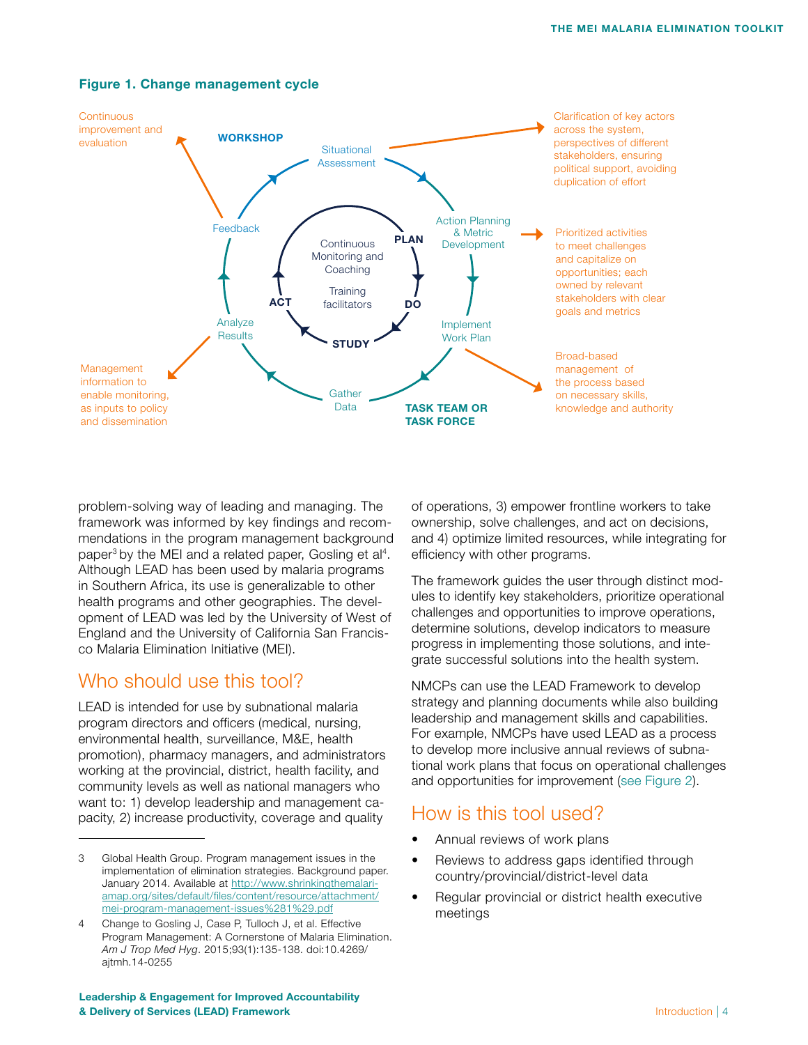**Figure 1. Change management cycle**

Continuous improvement and evaluation

WORKSHOP

Situational Assessment

Clarification of key actors across the system, perspectives of different stakeholders, ensuring political support, avoiding duplication of effort

Feedback

Action Planning & Metric Development

Prioritized activities to meet challenges and capitalize on opportunities; each owned by relevant stakeholders with clear goals and metrics

Continuous Monitoring and Coaching

Training facilitators

PLAN

DO

STUDY

ACT

Analyze Results

Implement Work Plan

Broad-based management of the process based on necessary skills, knowledge and authority

Management information to enable monitoring, as inputs to policy and dissemination

Gather Data

TASK TEAM OR TASK FORCE

problem-solving way of leading and managing. The framework was informed by key findings and recommendations in the program management background paper[3] by the MEI and a related paper, Gosling et al[4]. Although LEAD has been used by malaria programs in Southern Africa, its use is generalizable to other health programs and other geographies. The development of LEAD was led by the University of West of England and the University of California San Francisco Malaria Elimination Initiative (MEI).

## Who should use this tool?

LEAD is intended for use by subnational malaria program directors and officers (medical, nursing, environmental health, surveillance, M&E, health promotion), pharmacy managers, and administrators working at the provincial, district, health facility, and community levels as well as national managers who want to: 1) develop leadership and management capacity, 2) increase productivity, coverage and quality of operations, 3) empower frontline workers to take ownership, solve challenges, and act on decisions, and 4) optimize limited resources, while integrating for efficiency with other programs.

The framework guides the user through distinct modules to identify key stakeholders, prioritize operational challenges and opportunities to improve operations, determine solutions, develop indicators to measure progress in implementing those solutions, and integrate successful solutions into the health system.

NMCPs can use the LEAD Framework to develop strategy and planning documents while also building leadership and management skills and capabilities. For example, NMCPs have used LEAD as a process to develop more inclusive annual reviews of subnational work plans that focus on operational challenges and opportunities for improvement (see Figure 2).

## How is this tool used?

- Annual reviews of work plans
- Reviews to address gaps identified through country/provincial/district-level data
- Regular provincial or district health executive meetings

---

3 Global Health Group. Program management issues in the implementation of elimination strategies. Background paper. January 2014. Available at http://www.shrinkingthemalariamap.org/sites/default/files/content/resource/attachment/mei-program-management-issues%281%29.pdf

4 Change to Gosling J, Case P, Tulloch J, et al. Effective Program Management: A Cornerstone of Malaria Elimination. *Am J Trop Med Hyg*. 2015;93(1):135-138. doi:10.4269/ajtmh.14-0255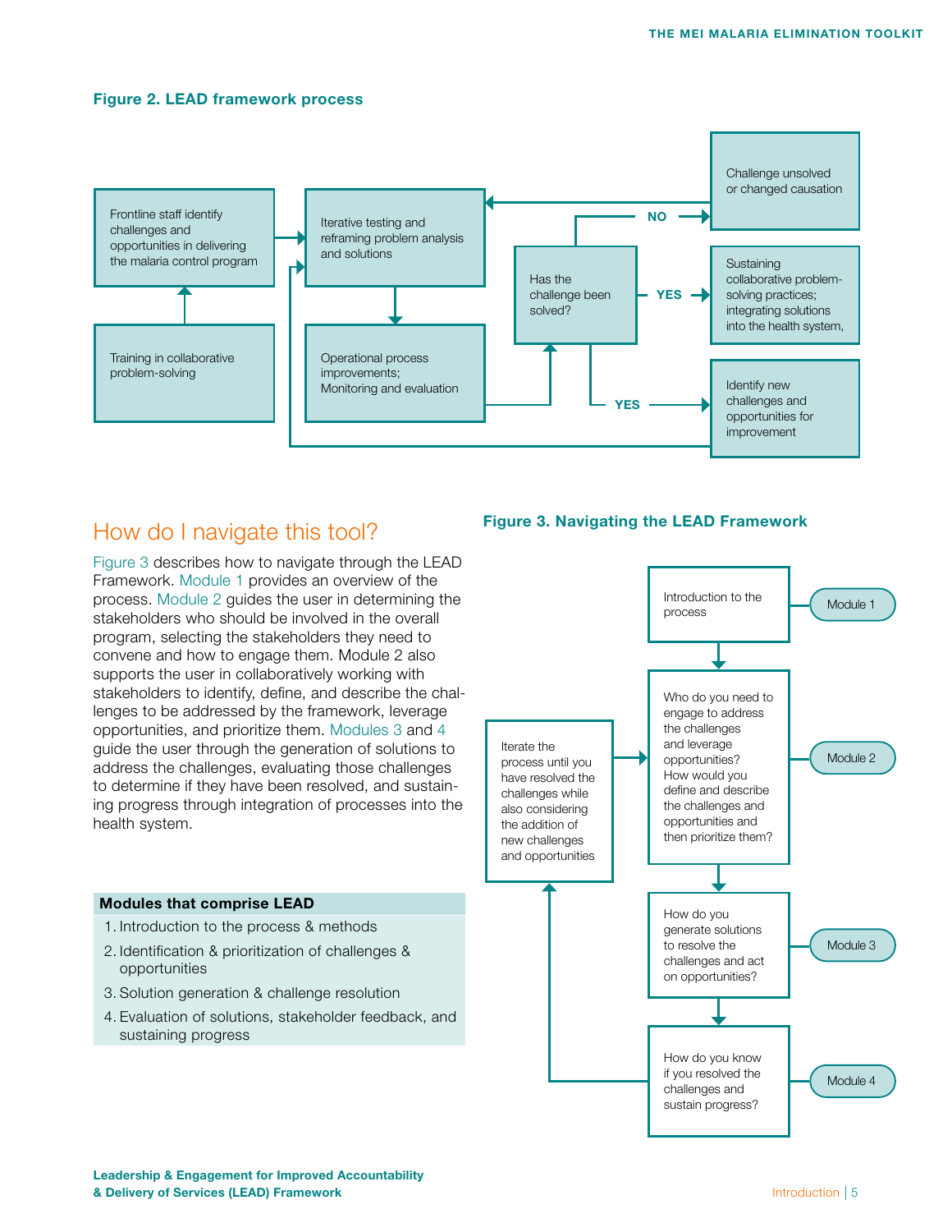**Figure 2. LEAD framework process**

Frontline staff identify challenges and opportunities in delivering the malaria control program

Training in collaborative problem-solving

Iterative testing and reframing problem analysis and solutions

Operational process improvements; Monitoring and evaluation

Has the challenge been solved?

NO

Challenge unsolved or changed causation

YES

Sustaining collaborative problem-solving practices; integrating solutions into the health system,

YES

Identify new challenges and opportunities for improvement

## How do I navigate this tool?

Figure 3 describes how to navigate through the LEAD Framework. Module 1 provides an overview of the process. Module 2 guides the user in determining the stakeholders who should be involved in the overall program, selecting the stakeholders they need to convene and how to engage them. Module 2 also supports the user in collaboratively working with stakeholders to identify, define, and describe the challenges to be addressed by the framework, leverage opportunities, and prioritize them. Modules 3 and 4 guide the user through the generation of solutions to address the challenges, evaluating those challenges to determine if they have been resolved, and sustaining progress through integration of processes into the health system.

| Modules that comprise LEAD |
| --- |
| 1. Introduction to the process & methods |
| 2. Identification & prioritization of challenges & opportunities |
| 3. Solution generation & challenge resolution |
| 4. Evaluation of solutions, stakeholder feedback, and sustaining progress |

**Figure 3. Navigating the LEAD Framework**

Introduction to the process — Module 1

Who do you need to engage to address the challenges and leverage opportunities? How would you define and describe the challenges and opportunities and then prioritize them? — Module 2

How do you generate solutions to resolve the challenges and act on opportunities? — Module 3

How do you know if you resolved the challenges and sustain progress? — Module 4

Iterate the process until you have resolved the challenges while also considering the addition of new challenges and opportunities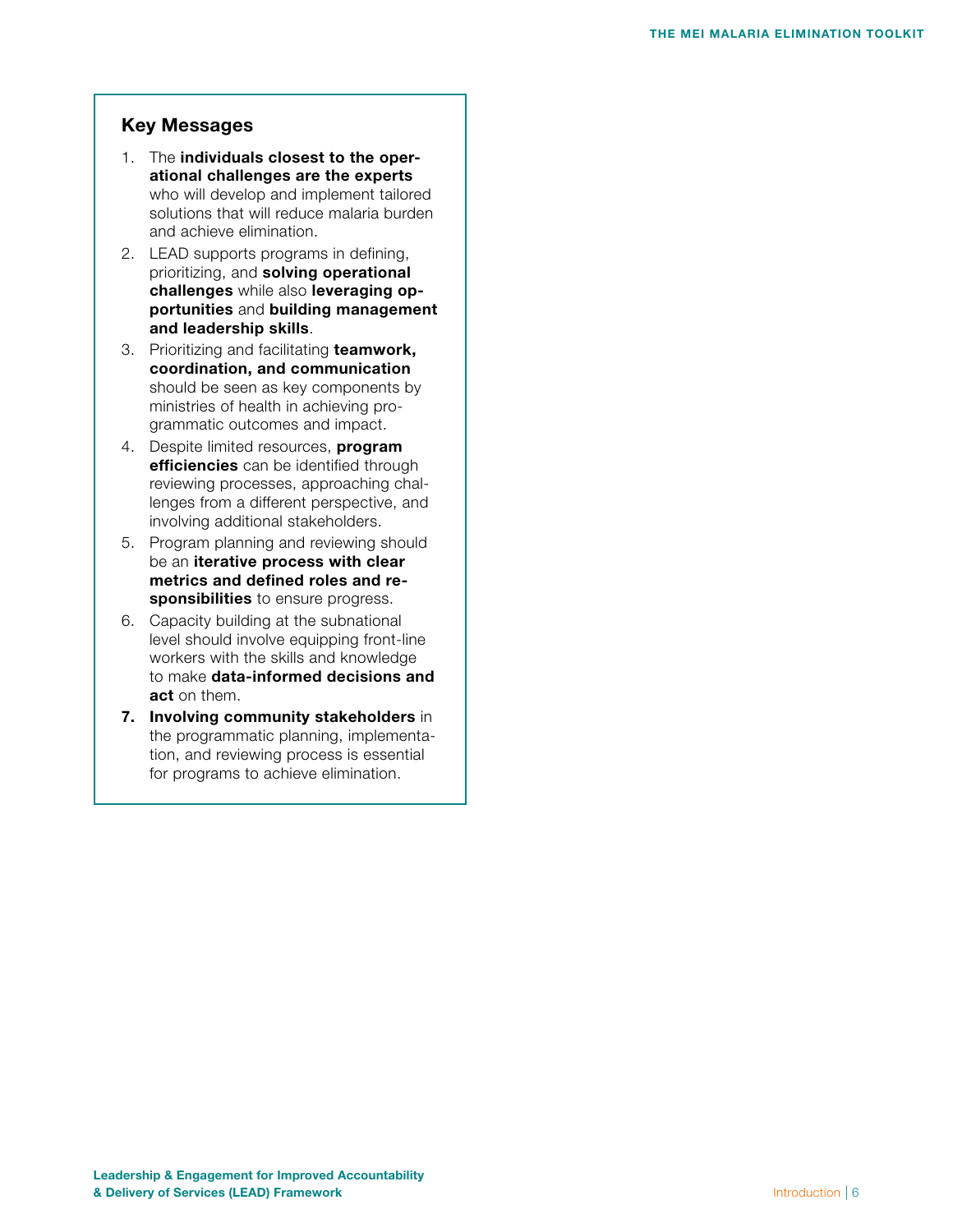## Key Messages

1. The **individuals closest to the operational challenges are the experts** who will develop and implement tailored solutions that will reduce malaria burden and achieve elimination.
2. LEAD supports programs in defining, prioritizing, and **solving operational challenges** while also **leveraging opportunities** and **building management and leadership skills**.
3. Prioritizing and facilitating **teamwork, coordination, and communication** should be seen as key components by ministries of health in achieving programmatic outcomes and impact.
4. Despite limited resources, **program efficiencies** can be identified through reviewing processes, approaching challenges from a different perspective, and involving additional stakeholders.
5. Program planning and reviewing should be an **iterative process with clear metrics and defined roles and responsibilities** to ensure progress.
6. Capacity building at the subnational level should involve equipping front-line workers with the skills and knowledge to make **data-informed decisions and act** on them.
7. **Involving community stakeholders** in the programmatic planning, implementation, and reviewing process is essential for programs to achieve elimination.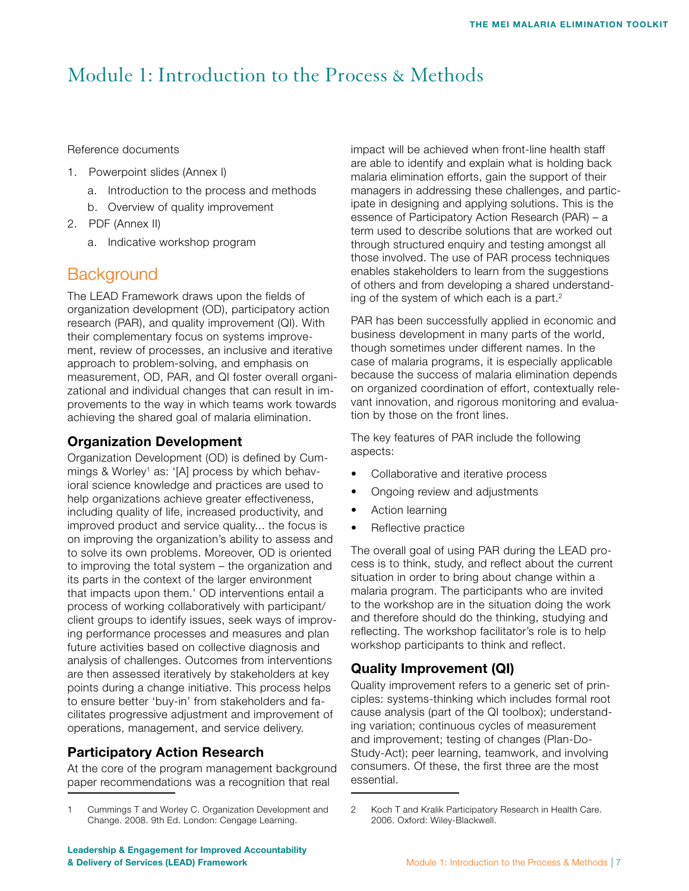# Module 1: Introduction to the Process & Methods

Reference documents

1. Powerpoint slides (Annex I)
    a. Introduction to the process and methods
    b. Overview of quality improvement
2. PDF (Annex II)
    a. Indicative workshop program

## Background

The LEAD Framework draws upon the fields of organization development (OD), participatory action research (PAR), and quality improvement (QI). With their complementary focus on systems improvement, review of processes, an inclusive and iterative approach to problem-solving, and emphasis on measurement, OD, PAR, and QI foster overall organizational and individual changes that can result in improvements to the way in which teams work towards achieving the shared goal of malaria elimination.

### Organization Development

Organization Development (OD) is defined by Cummings & Worley[1] as: '[A] process by which behavioral science knowledge and practices are used to help organizations achieve greater effectiveness, including quality of life, increased productivity, and improved product and service quality... the focus is on improving the organization's ability to assess and to solve its own problems. Moreover, OD is oriented to improving the total system – the organization and its parts in the context of the larger environment that impacts upon them.' OD interventions entail a process of working collaboratively with participant/client groups to identify issues, seek ways of improving performance processes and measures and plan future activities based on collective diagnosis and analysis of challenges. Outcomes from interventions are then assessed iteratively by stakeholders at key points during a change initiative. This process helps to ensure better 'buy-in' from stakeholders and facilitates progressive adjustment and improvement of operations, management, and service delivery.

### Participatory Action Research

At the core of the program management background paper recommendations was a recognition that real impact will be achieved when front-line health staff are able to identify and explain what is holding back malaria elimination efforts, gain the support of their managers in addressing these challenges, and participate in designing and applying solutions. This is the essence of Participatory Action Research (PAR) – a term used to describe solutions that are worked out through structured enquiry and testing amongst all those involved. The use of PAR process techniques enables stakeholders to learn from the suggestions of others and from developing a shared understanding of the system of which each is a part.[2]

PAR has been successfully applied in economic and business development in many parts of the world, though sometimes under different names. In the case of malaria programs, it is especially applicable because the success of malaria elimination depends on organized coordination of effort, contextually relevant innovation, and rigorous monitoring and evaluation by those on the front lines.

The key features of PAR include the following aspects:

- Collaborative and iterative process
- Ongoing review and adjustments
- Action learning
- Reflective practice

The overall goal of using PAR during the LEAD process is to think, study, and reflect about the current situation in order to bring about change within a malaria program. The participants who are invited to the workshop are in the situation doing the work and therefore should do the thinking, studying and reflecting. The workshop facilitator's role is to help workshop participants to think and reflect.

### Quality Improvement (QI)

Quality improvement refers to a generic set of principles: systems-thinking which includes formal root cause analysis (part of the QI toolbox); understanding variation; continuous cycles of measurement and improvement; testing of changes (Plan-Do-Study-Act); peer learning, teamwork, and involving consumers. Of these, the first three are the most essential.

---

1 Cummings T and Worley C. Organization Development and Change. 2008. 9th Ed. London: Cengage Learning.

2 Koch T and Kralik Participatory Research in Health Care. 2006. Oxford: Wiley-Blackwell.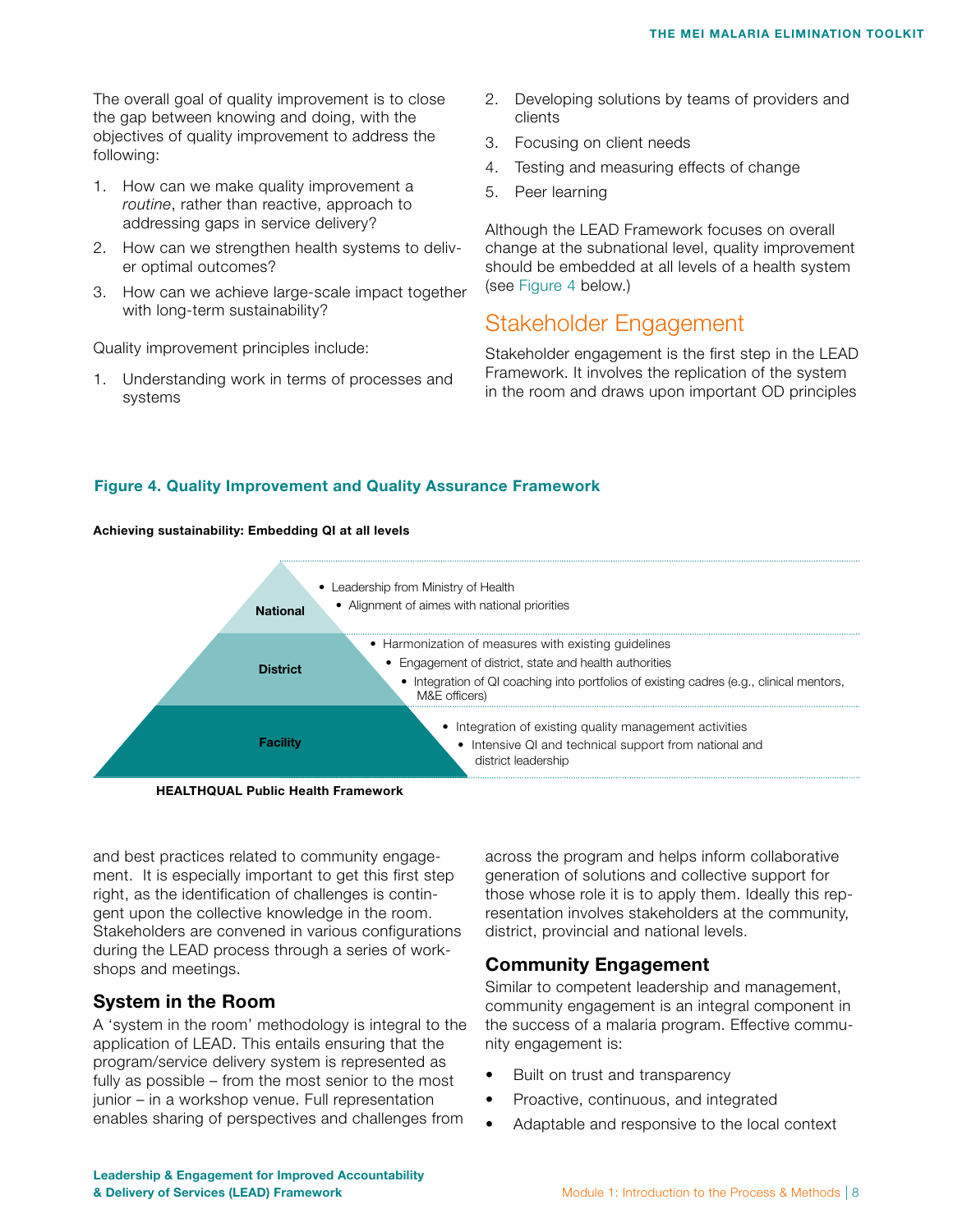The overall goal of quality improvement is to close the gap between knowing and doing, with the objectives of quality improvement to address the following:

1. How can we make quality improvement a *routine*, rather than reactive, approach to addressing gaps in service delivery?
2. How can we strengthen health systems to deliver optimal outcomes?
3. How can we achieve large-scale impact together with long-term sustainability?

Quality improvement principles include:

1. Understanding work in terms of processes and systems
2. Developing solutions by teams of providers and clients
3. Focusing on client needs
4. Testing and measuring effects of change
5. Peer learning

Although the LEAD Framework focuses on overall change at the subnational level, quality improvement should be embedded at all levels of a health system (see Figure 4 below.)

## Stakeholder Engagement

Stakeholder engagement is the first step in the LEAD Framework. It involves the replication of the system in the room and draws upon important OD principles and best practices related to community engagement. It is especially important to get this first step right, as the identification of challenges is contingent upon the collective knowledge in the room. Stakeholders are convened in various configurations during the LEAD process through a series of workshops and meetings.

**Figure 4. Quality Improvement and Quality Assurance Framework**

**Achieving sustainability: Embedding QI at all levels**

**National**
- Leadership from Ministry of Health
- Alignment of aimes with national priorities

**District**
- Harmonization of measures with existing guidelines
- Engagement of district, state and health authorities
- Integration of QI coaching into portfolios of existing cadres (e.g., clinical mentors, M&E officers)

**Facility**
- Integration of existing quality management activities
- Intensive QI and technical support from national and district leadership

**HEALTHQUAL Public Health Framework**

### System in the Room

A 'system in the room' methodology is integral to the application of LEAD. This entails ensuring that the program/service delivery system is represented as fully as possible – from the most senior to the most junior – in a workshop venue. Full representation enables sharing of perspectives and challenges from across the program and helps inform collaborative generation of solutions and collective support for those whose role it is to apply them. Ideally this representation involves stakeholders at the community, district, provincial and national levels.

### Community Engagement

Similar to competent leadership and management, community engagement is an integral component in the success of a malaria program. Effective community engagement is:

- Built on trust and transparency
- Proactive, continuous, and integrated
- Adaptable and responsive to the local context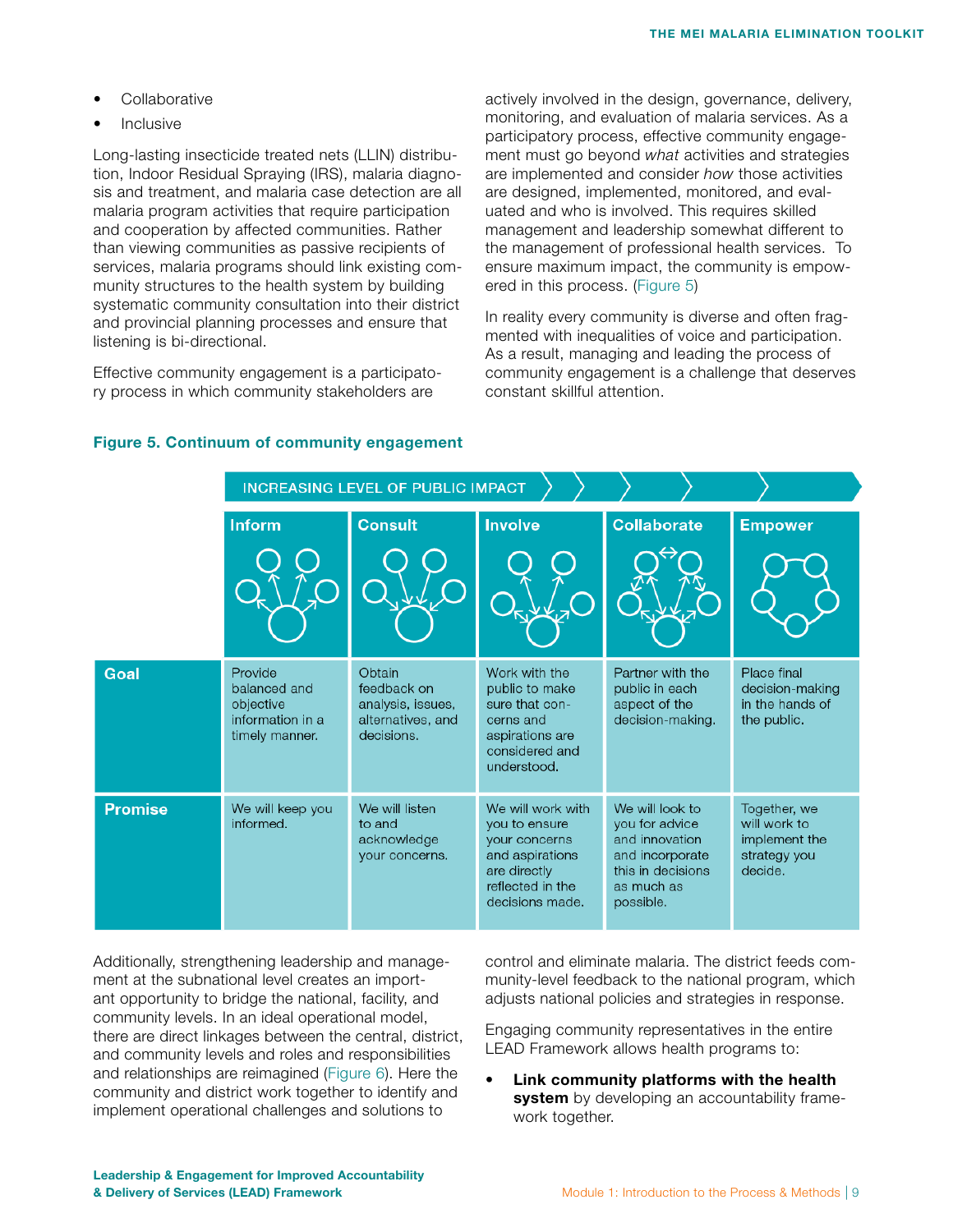- Collaborative
- Inclusive

Long-lasting insecticide treated nets (LLIN) distribution, Indoor Residual Spraying (IRS), malaria diagnosis and treatment, and malaria case detection are all malaria program activities that require participation and cooperation by affected communities. Rather than viewing communities as passive recipients of services, malaria programs should link existing community structures to the health system by building systematic community consultation into their district and provincial planning processes and ensure that listening is bi-directional.

Effective community engagement is a participatory process in which community stakeholders are actively involved in the design, governance, delivery, monitoring, and evaluation of malaria services. As a participatory process, effective community engagement must go beyond *what* activities and strategies are implemented and consider *how* those activities are designed, implemented, monitored, and evaluated and who is involved. This requires skilled management and leadership somewhat different to the management of professional health services. To ensure maximum impact, the community is empowered in this process. (Figure 5)

In reality every community is diverse and often fragmented with inequalities of voice and participation. As a result, managing and leading the process of community engagement is a challenge that deserves constant skillful attention.

**Figure 5. Continuum of community engagement**

INCREASING LEVEL OF PUBLIC IMPACT →

| | Inform | Consult | Involve | Collaborate | Empower |
|---|---|---|---|---|---|
| **Goal** | Provide balanced and objective information in a timely manner. | Obtain feedback on analysis, issues, alternatives, and decisions. | Work with the public to make sure that concerns and aspirations are considered and understood. | Partner with the public in each aspect of the decision-making. | Place final decision-making in the hands of the public. |
| **Promise** | We will keep you informed. | We will listen to and acknowledge your concerns. | We will work with you to ensure your concerns and aspirations are directly reflected in the decisions made. | We will look to you for advice and innovation and incorporate this in decisions as much as possible. | Together, we will work to implement the strategy you decide. |

Additionally, strengthening leadership and management at the subnational level creates an important opportunity to bridge the national, facility, and community levels. In an ideal operational model, there are direct linkages between the central, district, and community levels and roles and responsibilities and relationships are reimagined (Figure 6). Here the community and district work together to identify and implement operational challenges and solutions to control and eliminate malaria. The district feeds community-level feedback to the national program, which adjusts national policies and strategies in response.

Engaging community representatives in the entire LEAD Framework allows health programs to:

- **Link community platforms with the health system** by developing an accountability framework together.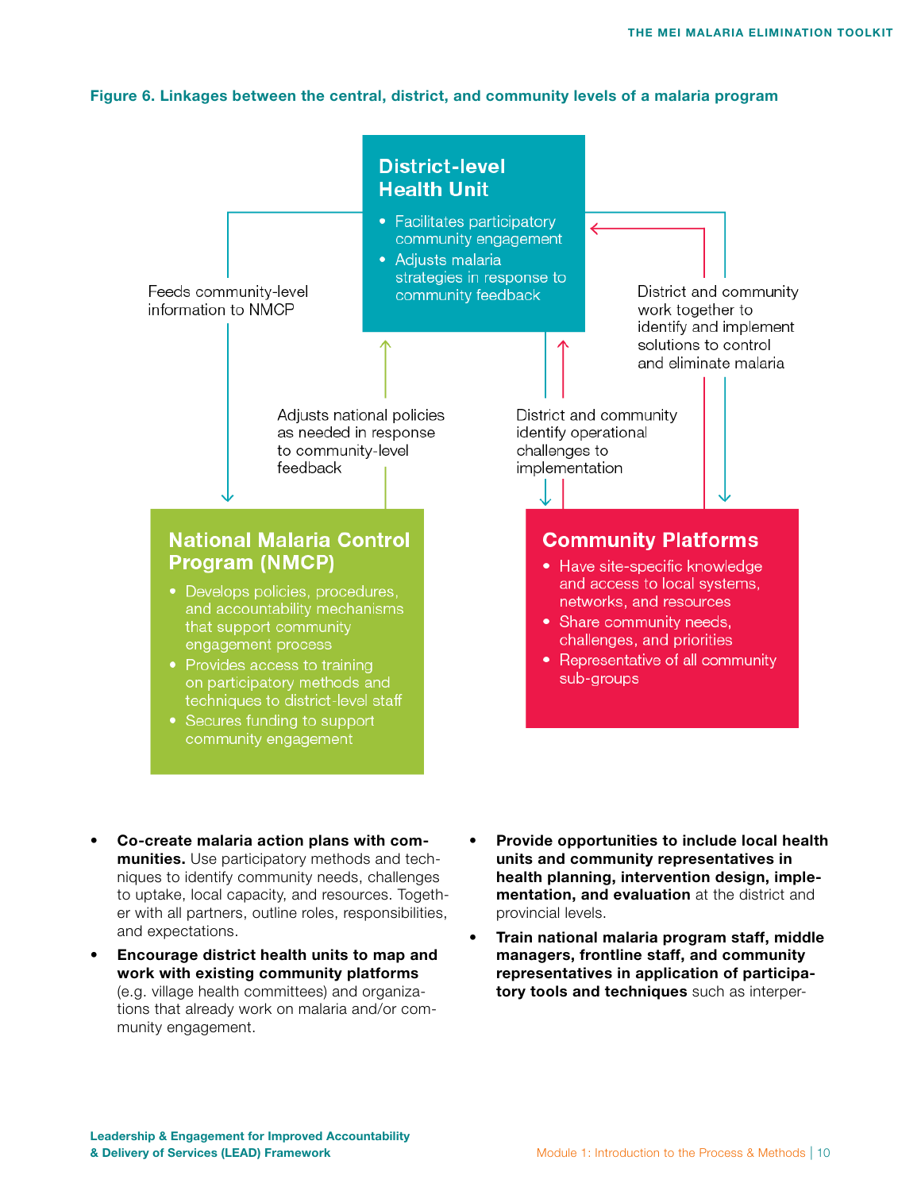**Figure 6. Linkages between the central, district, and community levels of a malaria program**

**District-level Health Unit**

- Facilitates participatory community engagement
- Adjusts malaria strategies in response to community feedback

Feeds community-level information to NMCP

Adjusts national policies as needed in response to community-level feedback

District and community identify operational challenges to implementation

District and community work together to identify and implement solutions to control and eliminate malaria

**National Malaria Control Program (NMCP)**

- Develops policies, procedures, and accountability mechanisms that support community engagement process
- Provides access to training on participatory methods and techniques to district-level staff
- Secures funding to support community engagement

**Community Platforms**

- Have site-specific knowledge and access to local systems, networks, and resources
- Share community needs, challenges, and priorities
- Representative of all community sub-groups

- **Co-create malaria action plans with communities.** Use participatory methods and techniques to identify community needs, challenges to uptake, local capacity, and resources. Together with all partners, outline roles, responsibilities, and expectations.
- **Encourage district health units to map and work with existing community platforms** (e.g. village health committees) and organizations that already work on malaria and/or community engagement.
- **Provide opportunities to include local health units and community representatives in health planning, intervention design, implementation, and evaluation** at the district and provincial levels.
- **Train national malaria program staff, middle managers, frontline staff, and community representatives in application of participatory tools and techniques** such as interper-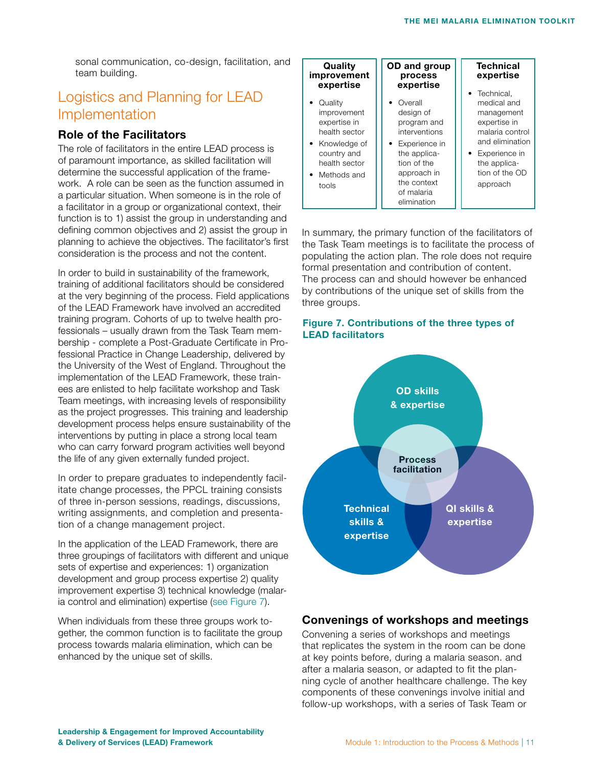sonal communication, co-design, facilitation, and team building.

## Logistics and Planning for LEAD Implementation

### Role of the Facilitators

The role of facilitators in the entire LEAD process is of paramount importance, as skilled facilitation will determine the successful application of the framework. A role can be seen as the function assumed in a particular situation. When someone is in the role of a facilitator in a group or organizational context, their function is to 1) assist the group in understanding and defining common objectives and 2) assist the group in planning to achieve the objectives. The facilitator's first consideration is the process and not the content.

In order to build in sustainability of the framework, training of additional facilitators should be considered at the very beginning of the process. Field applications of the LEAD Framework have involved an accredited training program. Cohorts of up to twelve health professionals – usually drawn from the Task Team membership - complete a Post-Graduate Certificate in Professional Practice in Change Leadership, delivered by the University of the West of England. Throughout the implementation of the LEAD Framework, these trainees are enlisted to help facilitate workshop and Task Team meetings, with increasing levels of responsibility as the project progresses. This training and leadership development process helps ensure sustainability of the interventions by putting in place a strong local team who can carry forward program activities well beyond the life of any given externally funded project.

In order to prepare graduates to independently facilitate change processes, the PPCL training consists of three in-person sessions, readings, discussions, writing assignments, and completion and presentation of a change management project.

In the application of the LEAD Framework, there are three groupings of facilitators with different and unique sets of expertise and experiences: 1) organization development and group process expertise 2) quality improvement expertise 3) technical knowledge (malaria control and elimination) expertise (see Figure 7).

When individuals from these three groups work together, the common function is to facilitate the group process towards malaria elimination, which can be enhanced by the unique set of skills.

| Quality improvement expertise | OD and group process expertise | Technical expertise |
|---|---|---|
| • Quality improvement expertise in health sector<br>• Knowledge of country and health sector<br>• Methods and tools | • Overall design of program and interventions<br>• Experience in the application of the approach in the context of malaria elimination | • Technical, medical and management expertise in malaria control and elimination<br>• Experience in the application of the OD approach |

In summary, the primary function of the facilitators of the Task Team meetings is to facilitate the process of populating the action plan. The role does not require formal presentation and contribution of content. The process can and should however be enhanced by contributions of the unique set of skills from the three groups.

**Figure 7. Contributions of the three types of LEAD facilitators**

OD skills & expertise

Process facilitation

Technical skills & expertise

QI skills & expertise

### Convenings of workshops and meetings

Convening a series of workshops and meetings that replicates the system in the room can be done at key points before, during a malaria season. and after a malaria season, or adapted to fit the planning cycle of another healthcare challenge. The key components of these convenings involve initial and follow-up workshops, with a series of Task Team or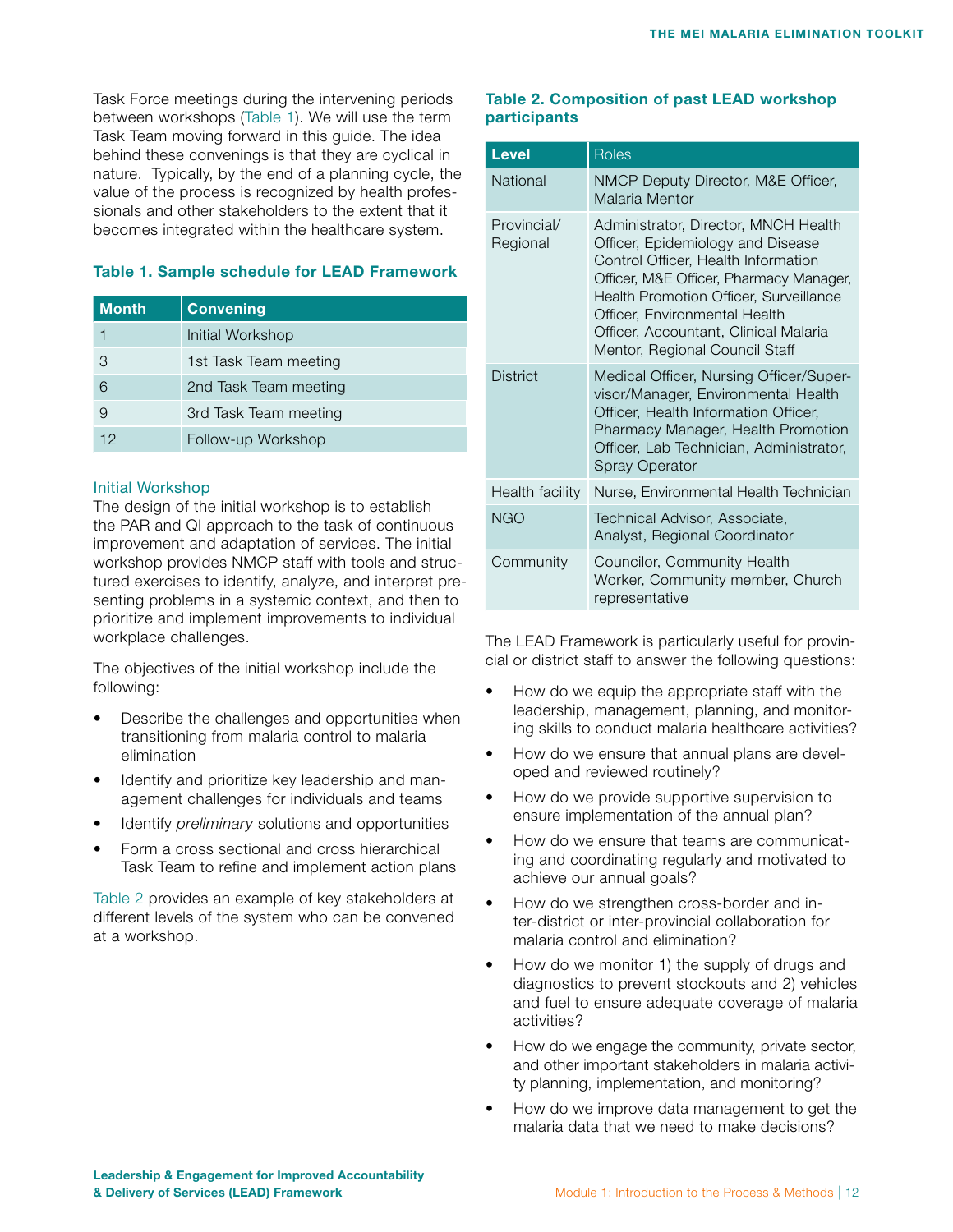Task Force meetings during the intervening periods between workshops (Table 1). We will use the term Task Team moving forward in this guide. The idea behind these convenings is that they are cyclical in nature. Typically, by the end of a planning cycle, the value of the process is recognized by health professionals and other stakeholders to the extent that it becomes integrated within the healthcare system.

### Table 1. Sample schedule for LEAD Framework

| Month | Convening |
|---|---|
| 1 | Initial Workshop |
| 3 | 1st Task Team meeting |
| 6 | 2nd Task Team meeting |
| 9 | 3rd Task Team meeting |
| 12 | Follow-up Workshop |

#### Initial Workshop

The design of the initial workshop is to establish the PAR and QI approach to the task of continuous improvement and adaptation of services. The initial workshop provides NMCP staff with tools and structured exercises to identify, analyze, and interpret presenting problems in a systemic context, and then to prioritize and implement improvements to individual workplace challenges.

The objectives of the initial workshop include the following:

- Describe the challenges and opportunities when transitioning from malaria control to malaria elimination
- Identify and prioritize key leadership and management challenges for individuals and teams
- Identify *preliminary* solutions and opportunities
- Form a cross sectional and cross hierarchical Task Team to refine and implement action plans

Table 2 provides an example of key stakeholders at different levels of the system who can be convened at a workshop.

### Table 2. Composition of past LEAD workshop participants

| Level | Roles |
|---|---|
| National | NMCP Deputy Director, M&E Officer, Malaria Mentor |
| Provincial/ Regional | Administrator, Director, MNCH Health Officer, Epidemiology and Disease Control Officer, Health Information Officer, M&E Officer, Pharmacy Manager, Health Promotion Officer, Surveillance Officer, Environmental Health Officer, Accountant, Clinical Malaria Mentor, Regional Council Staff |
| District | Medical Officer, Nursing Officer/Supervisor/Manager, Environmental Health Officer, Health Information Officer, Pharmacy Manager, Health Promotion Officer, Lab Technician, Administrator, Spray Operator |
| Health facility | Nurse, Environmental Health Technician |
| NGO | Technical Advisor, Associate, Analyst, Regional Coordinator |
| Community | Councilor, Community Health Worker, Community member, Church representative |

The LEAD Framework is particularly useful for provincial or district staff to answer the following questions:

- How do we equip the appropriate staff with the leadership, management, planning, and monitoring skills to conduct malaria healthcare activities?
- How do we ensure that annual plans are developed and reviewed routinely?
- How do we provide supportive supervision to ensure implementation of the annual plan?
- How do we ensure that teams are communicating and coordinating regularly and motivated to achieve our annual goals?
- How do we strengthen cross-border and inter-district or inter-provincial collaboration for malaria control and elimination?
- How do we monitor 1) the supply of drugs and diagnostics to prevent stockouts and 2) vehicles and fuel to ensure adequate coverage of malaria activities?
- How do we engage the community, private sector, and other important stakeholders in malaria activity planning, implementation, and monitoring?
- How do we improve data management to get the malaria data that we need to make decisions?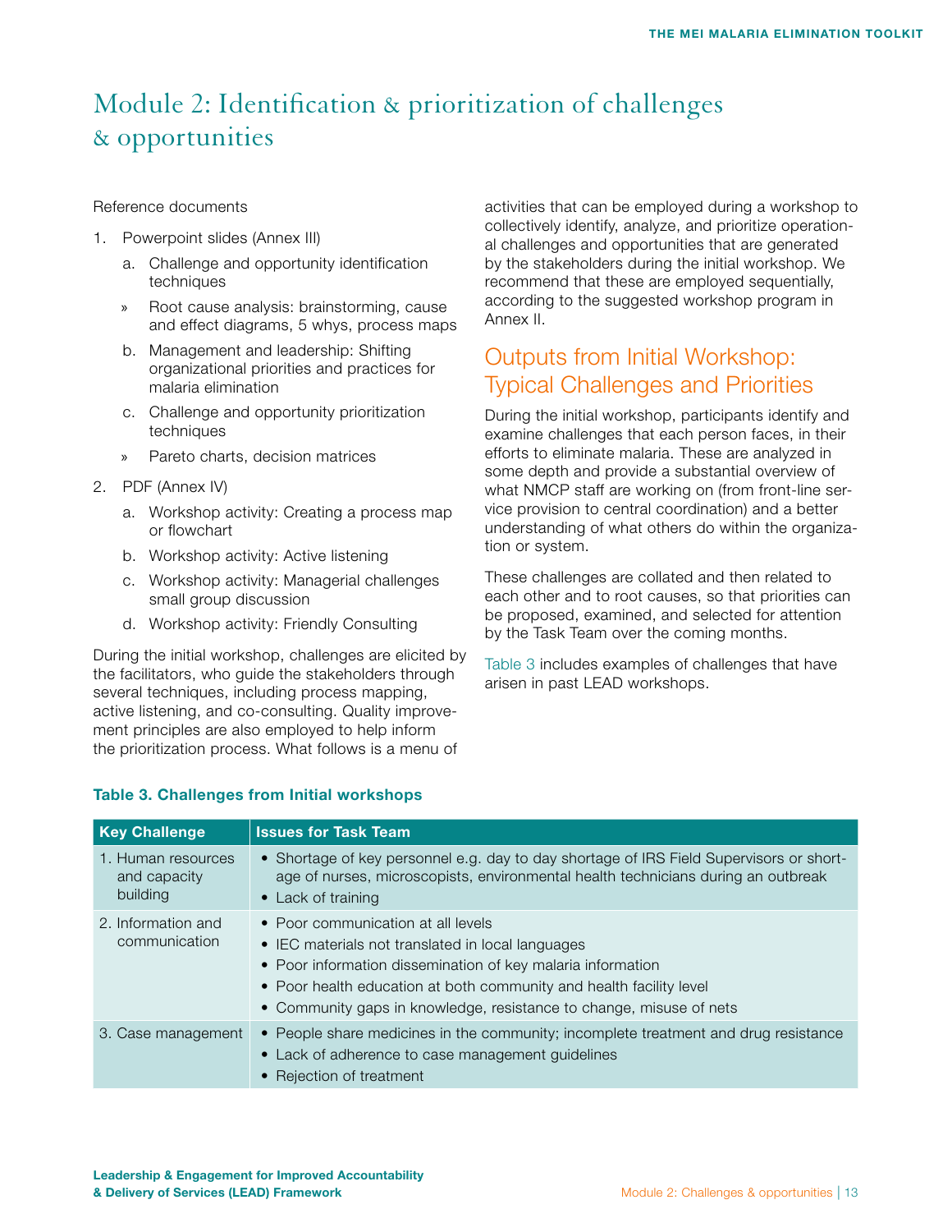# Module 2: Identification & prioritization of challenges & opportunities

Reference documents

1. Powerpoint slides (Annex III)
   a. Challenge and opportunity identification techniques
      » Root cause analysis: brainstorming, cause and effect diagrams, 5 whys, process maps
   b. Management and leadership: Shifting organizational priorities and practices for malaria elimination
   c. Challenge and opportunity prioritization techniques
      » Pareto charts, decision matrices
2. PDF (Annex IV)
   a. Workshop activity: Creating a process map or flowchart
   b. Workshop activity: Active listening
   c. Workshop activity: Managerial challenges small group discussion
   d. Workshop activity: Friendly Consulting

During the initial workshop, challenges are elicited by the facilitators, who guide the stakeholders through several techniques, including process mapping, active listening, and co-consulting. Quality improvement principles are also employed to help inform the prioritization process. What follows is a menu of activities that can be employed during a workshop to collectively identify, analyze, and prioritize operational challenges and opportunities that are generated by the stakeholders during the initial workshop. We recommend that these are employed sequentially, according to the suggested workshop program in Annex II.

## Outputs from Initial Workshop: Typical Challenges and Priorities

During the initial workshop, participants identify and examine challenges that each person faces, in their efforts to eliminate malaria. These are analyzed in some depth and provide a substantial overview of what NMCP staff are working on (from front-line service provision to central coordination) and a better understanding of what others do within the organization or system.

These challenges are collated and then related to each other and to root causes, so that priorities can be proposed, examined, and selected for attention by the Task Team over the coming months.

Table 3 includes examples of challenges that have arisen in past LEAD workshops.

**Table 3. Challenges from Initial workshops**

| Key Challenge | Issues for Task Team |
|---|---|
| 1. Human resources and capacity building | • Shortage of key personnel e.g. day to day shortage of IRS Field Supervisors or shortage of nurses, microscopists, environmental health technicians during an outbreak<br>• Lack of training |
| 2. Information and communication | • Poor communication at all levels<br>• IEC materials not translated in local languages<br>• Poor information dissemination of key malaria information<br>• Poor health education at both community and health facility level<br>• Community gaps in knowledge, resistance to change, misuse of nets |
| 3. Case management | • People share medicines in the community; incomplete treatment and drug resistance<br>• Lack of adherence to case management guidelines<br>• Rejection of treatment |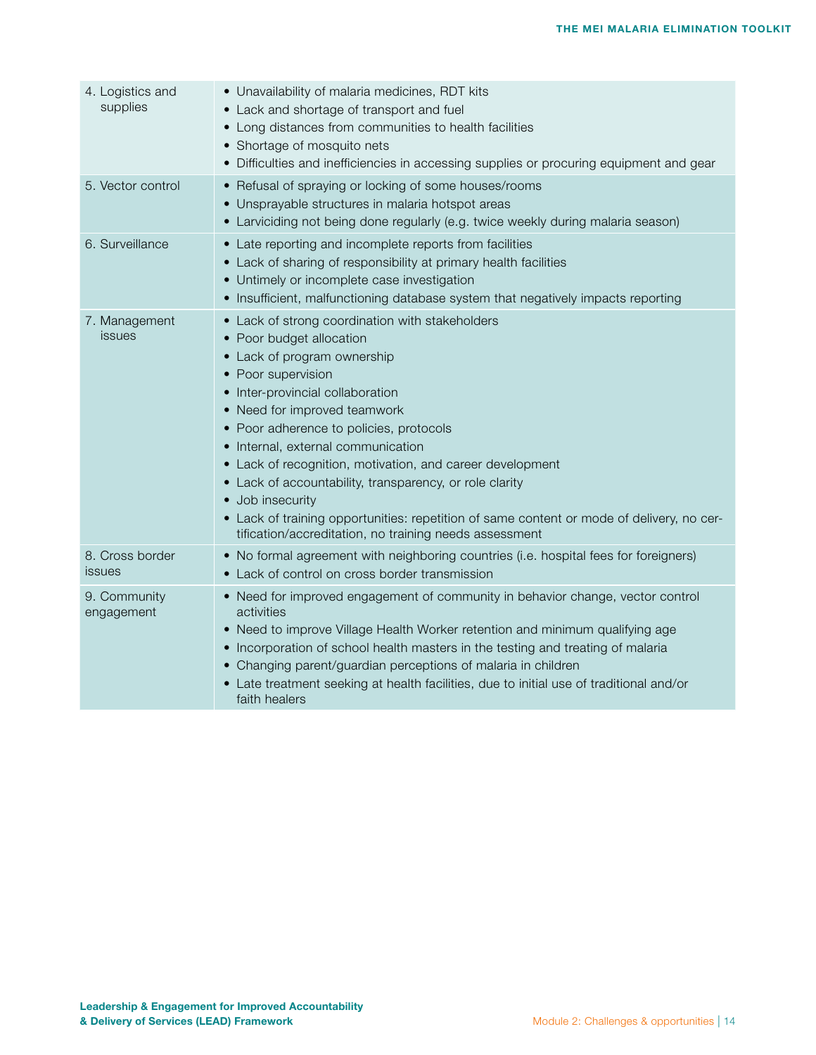| | |
|---|---|
| 4. Logistics and supplies | • Unavailability of malaria medicines, RDT kits<br>• Lack and shortage of transport and fuel<br>• Long distances from communities to health facilities<br>• Shortage of mosquito nets<br>• Difficulties and inefficiencies in accessing supplies or procuring equipment and gear |
| 5. Vector control | • Refusal of spraying or locking of some houses/rooms<br>• Unsprayable structures in malaria hotspot areas<br>• Larviciding not being done regularly (e.g. twice weekly during malaria season) |
| 6. Surveillance | • Late reporting and incomplete reports from facilities<br>• Lack of sharing of responsibility at primary health facilities<br>• Untimely or incomplete case investigation<br>• Insufficient, malfunctioning database system that negatively impacts reporting |
| 7. Management issues | • Lack of strong coordination with stakeholders<br>• Poor budget allocation<br>• Lack of program ownership<br>• Poor supervision<br>• Inter-provincial collaboration<br>• Need for improved teamwork<br>• Poor adherence to policies, protocols<br>• Internal, external communication<br>• Lack of recognition, motivation, and career development<br>• Lack of accountability, transparency, or role clarity<br>• Job insecurity<br>• Lack of training opportunities: repetition of same content or mode of delivery, no certification/accreditation, no training needs assessment |
| 8. Cross border issues | • No formal agreement with neighboring countries (i.e. hospital fees for foreigners)<br>• Lack of control on cross border transmission |
| 9. Community engagement | • Need for improved engagement of community in behavior change, vector control activities<br>• Need to improve Village Health Worker retention and minimum qualifying age<br>• Incorporation of school health masters in the testing and treating of malaria<br>• Changing parent/guardian perceptions of malaria in children<br>• Late treatment seeking at health facilities, due to initial use of traditional and/or faith healers |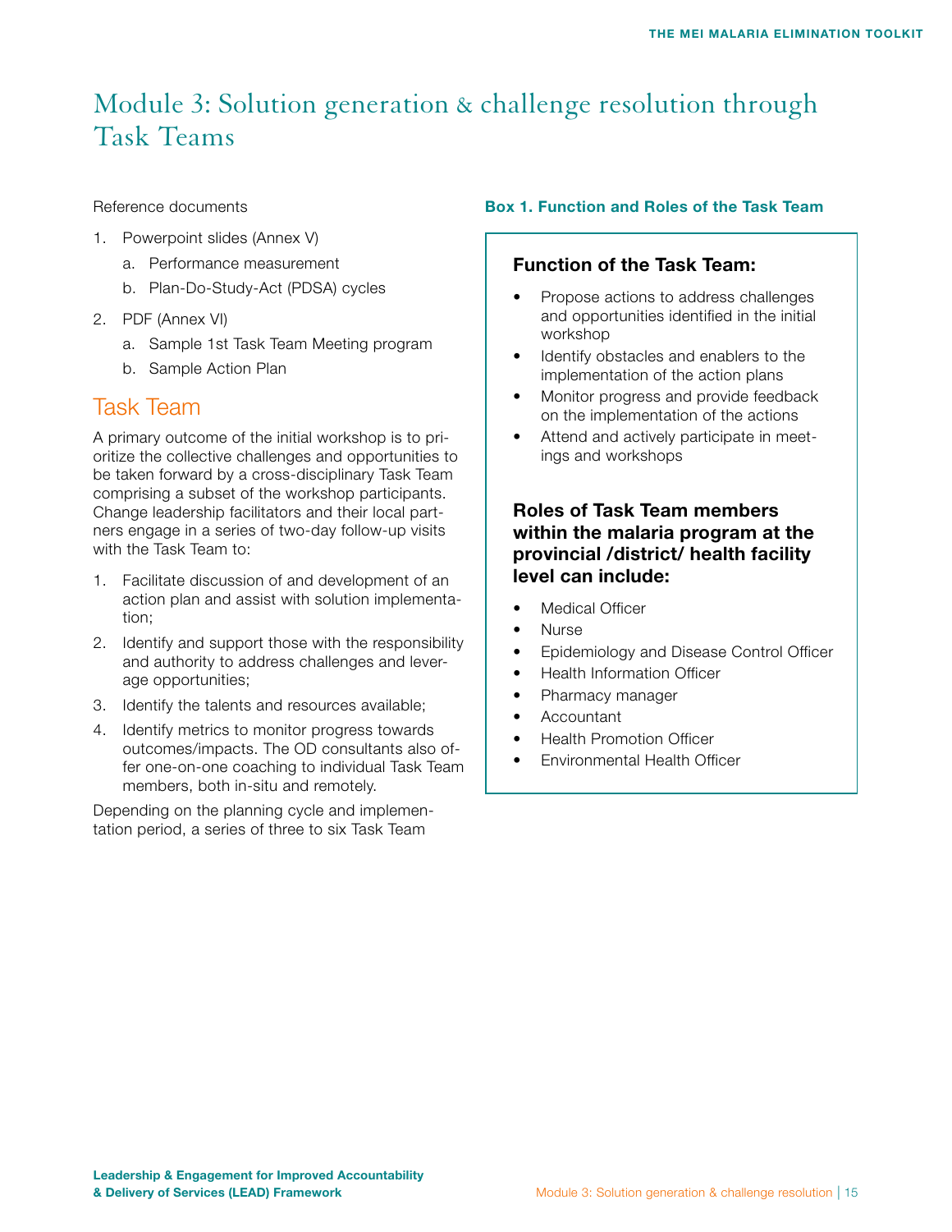# Module 3: Solution generation & challenge resolution through Task Teams

Reference documents

1. Powerpoint slides (Annex V)
   a. Performance measurement
   b. Plan-Do-Study-Act (PDSA) cycles
2. PDF (Annex VI)
   a. Sample 1st Task Team Meeting program
   b. Sample Action Plan

## Task Team

A primary outcome of the initial workshop is to prioritize the collective challenges and opportunities to be taken forward by a cross-disciplinary Task Team comprising a subset of the workshop participants. Change leadership facilitators and their local partners engage in a series of two-day follow-up visits with the Task Team to:

1. Facilitate discussion of and development of an action plan and assist with solution implementation;
2. Identify and support those with the responsibility and authority to address challenges and leverage opportunities;
3. Identify the talents and resources available;
4. Identify metrics to monitor progress towards outcomes/impacts. The OD consultants also offer one-on-one coaching to individual Task Team members, both in-situ and remotely.

Depending on the planning cycle and implementation period, a series of three to six Task Team

**Box 1. Function and Roles of the Task Team**

### Function of the Task Team:

- Propose actions to address challenges and opportunities identified in the initial workshop
- Identify obstacles and enablers to the implementation of the action plans
- Monitor progress and provide feedback on the implementation of the actions
- Attend and actively participate in meetings and workshops

### Roles of Task Team members within the malaria program at the provincial /district/ health facility level can include:

- Medical Officer
- Nurse
- Epidemiology and Disease Control Officer
- Health Information Officer
- Pharmacy manager
- Accountant
- Health Promotion Officer
- Environmental Health Officer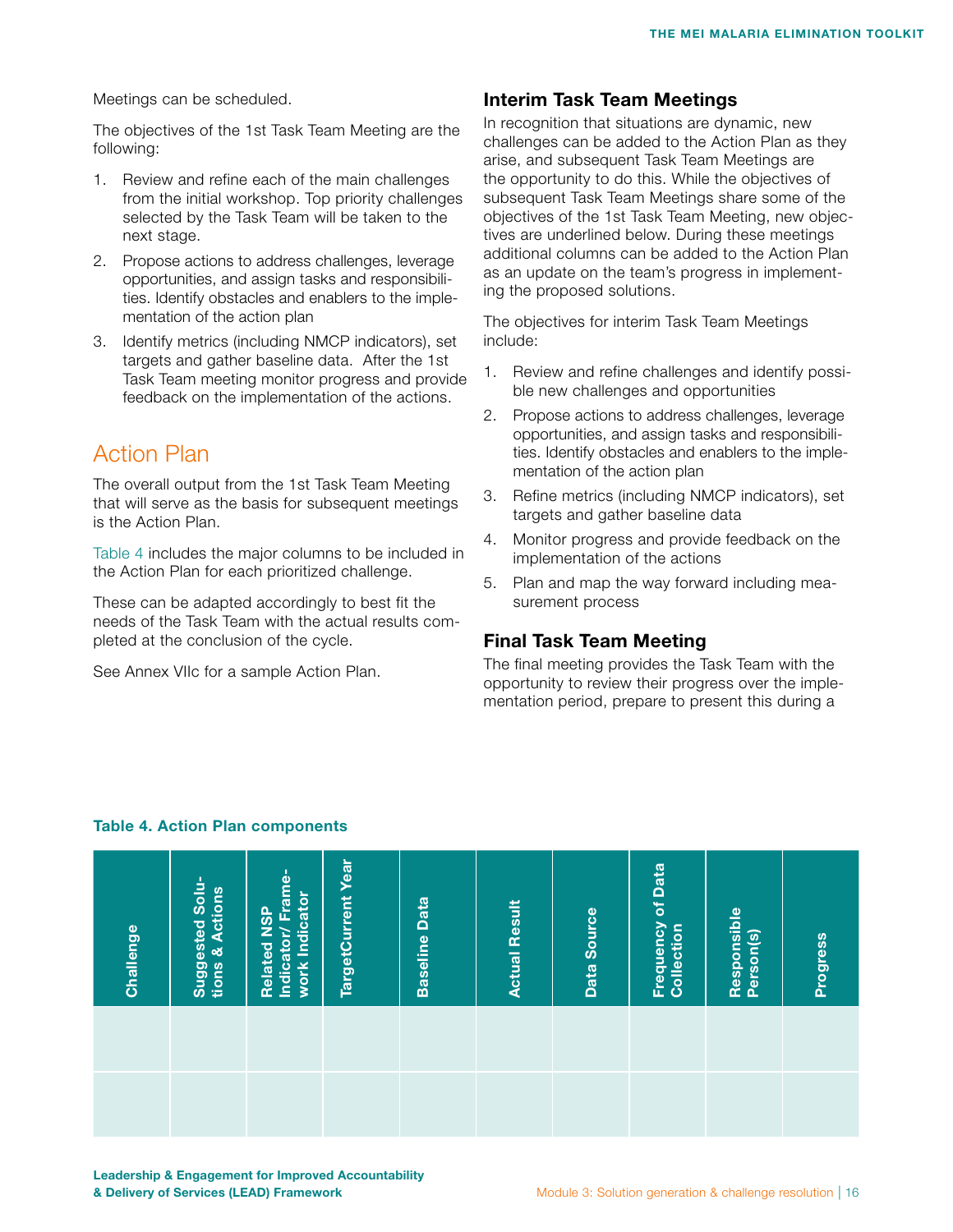Meetings can be scheduled.

The objectives of the 1st Task Team Meeting are the following:

1. Review and refine each of the main challenges from the initial workshop. Top priority challenges selected by the Task Team will be taken to the next stage.
2. Propose actions to address challenges, leverage opportunities, and assign tasks and responsibilities. Identify obstacles and enablers to the implementation of the action plan
3. Identify metrics (including NMCP indicators), set targets and gather baseline data. After the 1st Task Team meeting monitor progress and provide feedback on the implementation of the actions.

## Action Plan

The overall output from the 1st Task Team Meeting that will serve as the basis for subsequent meetings is the Action Plan.

Table 4 includes the major columns to be included in the Action Plan for each prioritized challenge.

These can be adapted accordingly to best fit the needs of the Task Team with the actual results completed at the conclusion of the cycle.

See Annex VIIc for a sample Action Plan.

### Interim Task Team Meetings

In recognition that situations are dynamic, new challenges can be added to the Action Plan as they arise, and subsequent Task Team Meetings are the opportunity to do this. While the objectives of subsequent Task Team Meetings share some of the objectives of the 1st Task Team Meeting, new objectives are underlined below. During these meetings additional columns can be added to the Action Plan as an update on the team's progress in implementing the proposed solutions.

The objectives for interim Task Team Meetings include:

1. Review and refine challenges and identify possible new challenges and opportunities
2. Propose actions to address challenges, leverage opportunities, and assign tasks and responsibilities. Identify obstacles and enablers to the implementation of the action plan
3. Refine metrics (including NMCP indicators), set targets and gather baseline data
4. Monitor progress and provide feedback on the implementation of the actions
5. Plan and map the way forward including measurement process

### Final Task Team Meeting

The final meeting provides the Task Team with the opportunity to review their progress over the implementation period, prepare to present this during a

**Table 4. Action Plan components**

| Challenge | Suggested Solutions & Actions | Related NSP Indicator/ Framework Indicator | TargetCurrent Year | Baseline Data | Actual Result | Data Source | Frequency of Data Collection | Responsible Person(s) | Progress |
|---|---|---|---|---|---|---|---|---|---|
| | | | | | | | | | |
| | | | | | | | | | |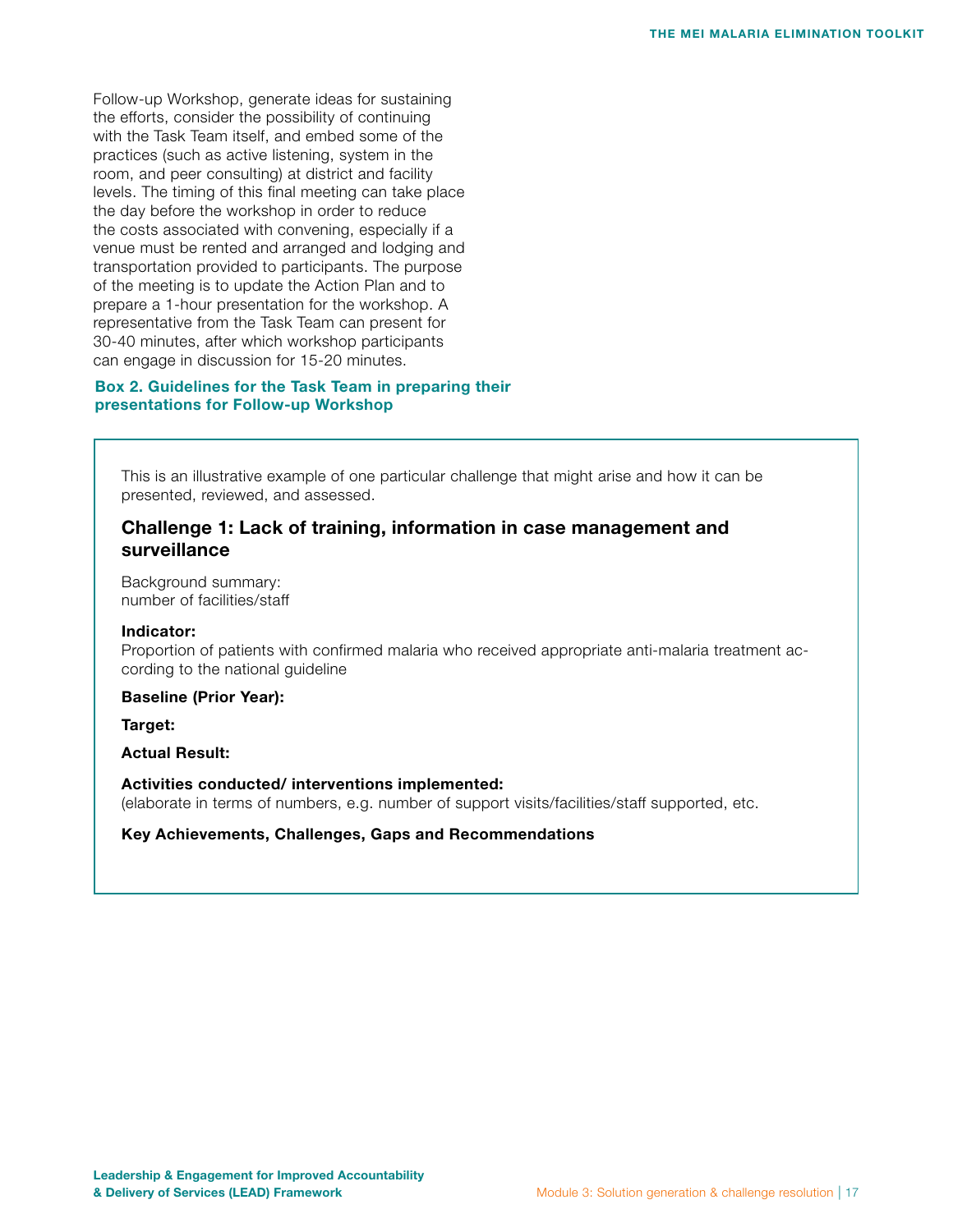Follow-up Workshop, generate ideas for sustaining the efforts, consider the possibility of continuing with the Task Team itself, and embed some of the practices (such as active listening, system in the room, and peer consulting) at district and facility levels. The timing of this final meeting can take place the day before the workshop in order to reduce the costs associated with convening, especially if a venue must be rented and arranged and lodging and transportation provided to participants. The purpose of the meeting is to update the Action Plan and to prepare a 1-hour presentation for the workshop. A representative from the Task Team can present for 30-40 minutes, after which workshop participants can engage in discussion for 15-20 minutes.

**Box 2. Guidelines for the Task Team in preparing their presentations for Follow-up Workshop**

This is an illustrative example of one particular challenge that might arise and how it can be presented, reviewed, and assessed.

### Challenge 1: Lack of training, information in case management and surveillance

Background summary:
number of facilities/staff

**Indicator:**
Proportion of patients with confirmed malaria who received appropriate anti-malaria treatment according to the national guideline

**Baseline (Prior Year):**

**Target:**

**Actual Result:**

**Activities conducted/ interventions implemented:**
(elaborate in terms of numbers, e.g. number of support visits/facilities/staff supported, etc.

**Key Achievements, Challenges, Gaps and Recommendations**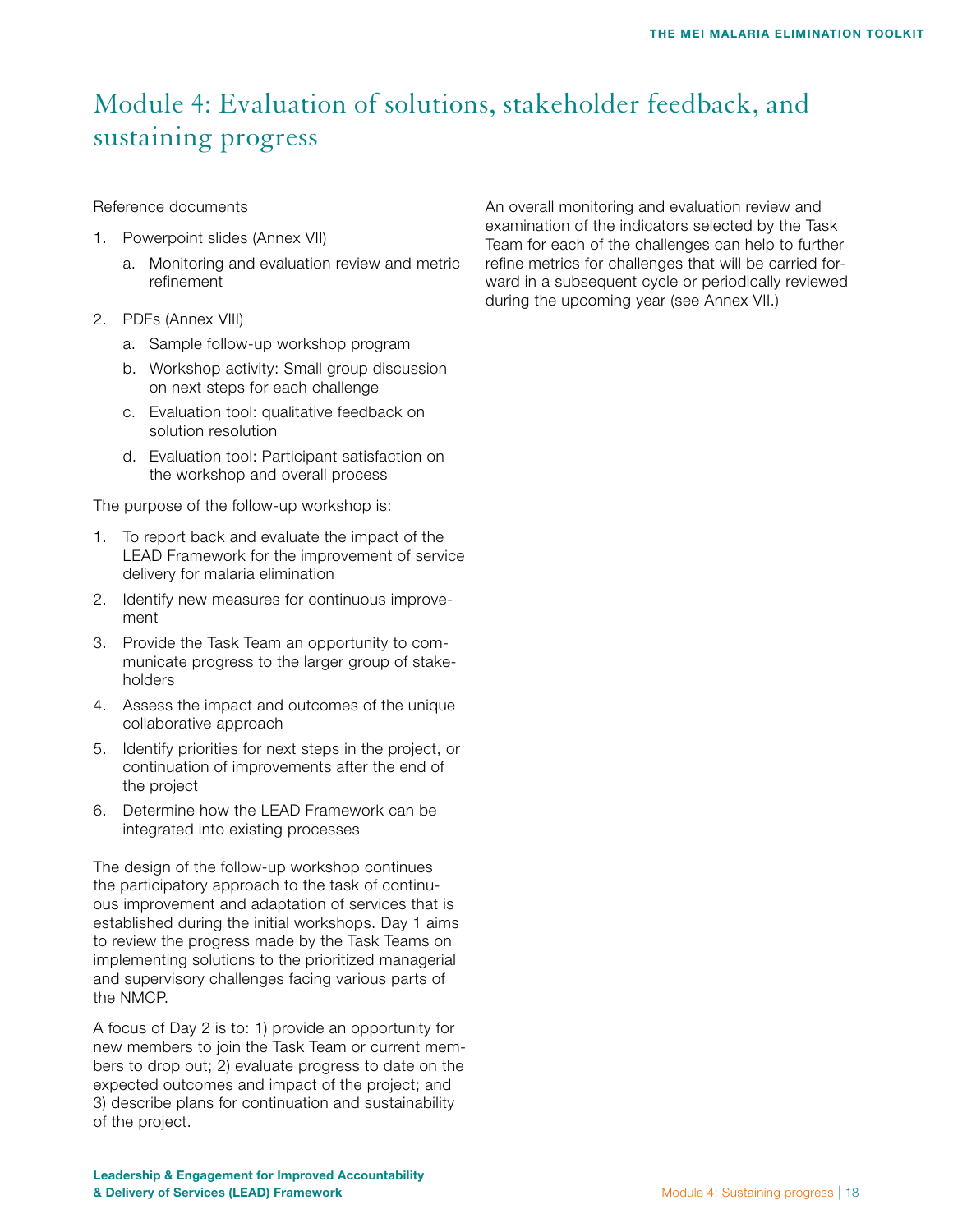# Module 4: Evaluation of solutions, stakeholder feedback, and sustaining progress

Reference documents

1. Powerpoint slides (Annex VII)
   a. Monitoring and evaluation review and metric refinement
2. PDFs (Annex VIII)
   a. Sample follow-up workshop program
   b. Workshop activity: Small group discussion on next steps for each challenge
   c. Evaluation tool: qualitative feedback on solution resolution
   d. Evaluation tool: Participant satisfaction on the workshop and overall process

The purpose of the follow-up workshop is:

1. To report back and evaluate the impact of the LEAD Framework for the improvement of service delivery for malaria elimination
2. Identify new measures for continuous improvement
3. Provide the Task Team an opportunity to communicate progress to the larger group of stakeholders
4. Assess the impact and outcomes of the unique collaborative approach
5. Identify priorities for next steps in the project, or continuation of improvements after the end of the project
6. Determine how the LEAD Framework can be integrated into existing processes

The design of the follow-up workshop continues the participatory approach to the task of continuous improvement and adaptation of services that is established during the initial workshops. Day 1 aims to review the progress made by the Task Teams on implementing solutions to the prioritized managerial and supervisory challenges facing various parts of the NMCP.

A focus of Day 2 is to: 1) provide an opportunity for new members to join the Task Team or current members to drop out; 2) evaluate progress to date on the expected outcomes and impact of the project; and 3) describe plans for continuation and sustainability of the project.

An overall monitoring and evaluation review and examination of the indicators selected by the Task Team for each of the challenges can help to further refine metrics for challenges that will be carried forward in a subsequent cycle or periodically reviewed during the upcoming year (see Annex VII.)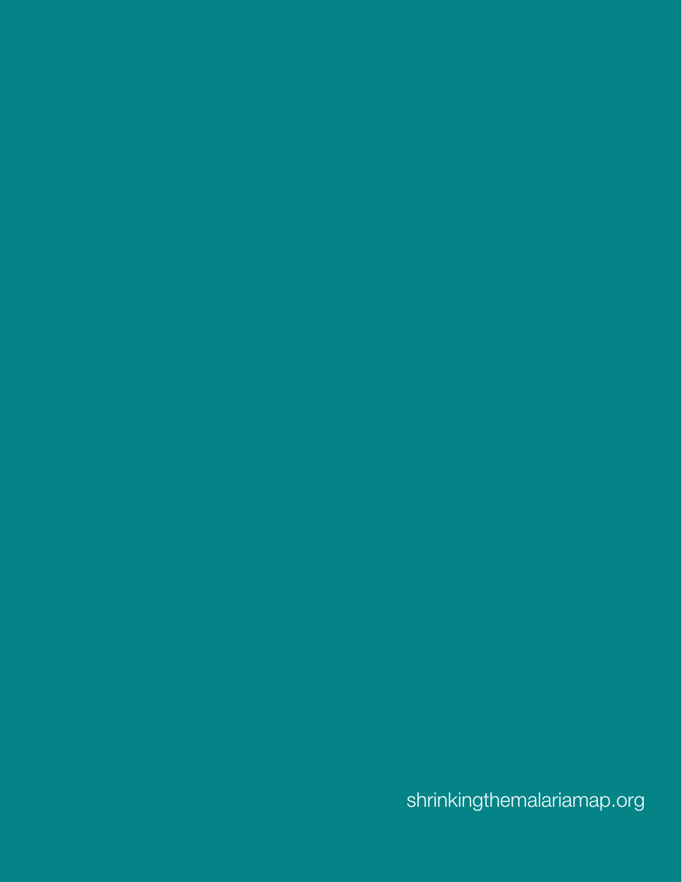shrinkingthemalariamap.org